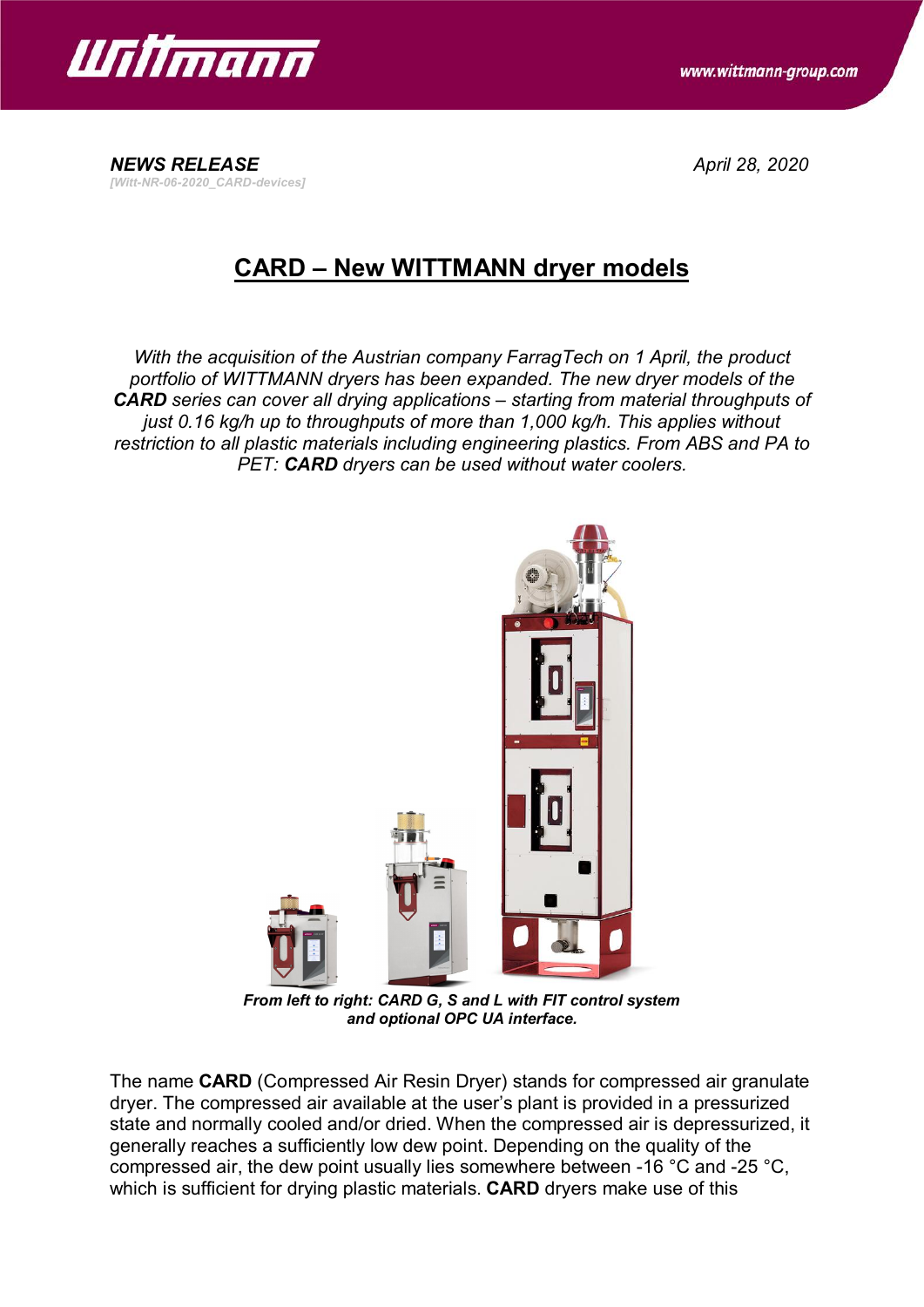**NEWS RELEASE**
*[Witt-NR-06-2020_CARD-devices]*

*April 28, 2020*

# CARD – New WITTMANN dryer models

*With the acquisition of the Austrian company FarragTech on 1 April, the product portfolio of WITTMANN dryers has been expanded. The new dryer models of the **CARD** series can cover all drying applications – starting from material throughputs of just 0.16 kg/h up to throughputs of more than 1,000 kg/h. This applies without restriction to all plastic materials including engineering plastics. From ABS and PA to PET: **CARD** dryers can be used without water coolers.*

***From left to right: CARD G, S and L with FIT control system and optional OPC UA interface.***

The name **CARD** (Compressed Air Resin Dryer) stands for compressed air granulate dryer. The compressed air available at the user's plant is provided in a pressurized state and normally cooled and/or dried. When the compressed air is depressurized, it generally reaches a sufficiently low dew point. Depending on the quality of the compressed air, the dew point usually lies somewhere between -16 °C and -25 °C, which is sufficient for drying plastic materials. **CARD** dryers make use of this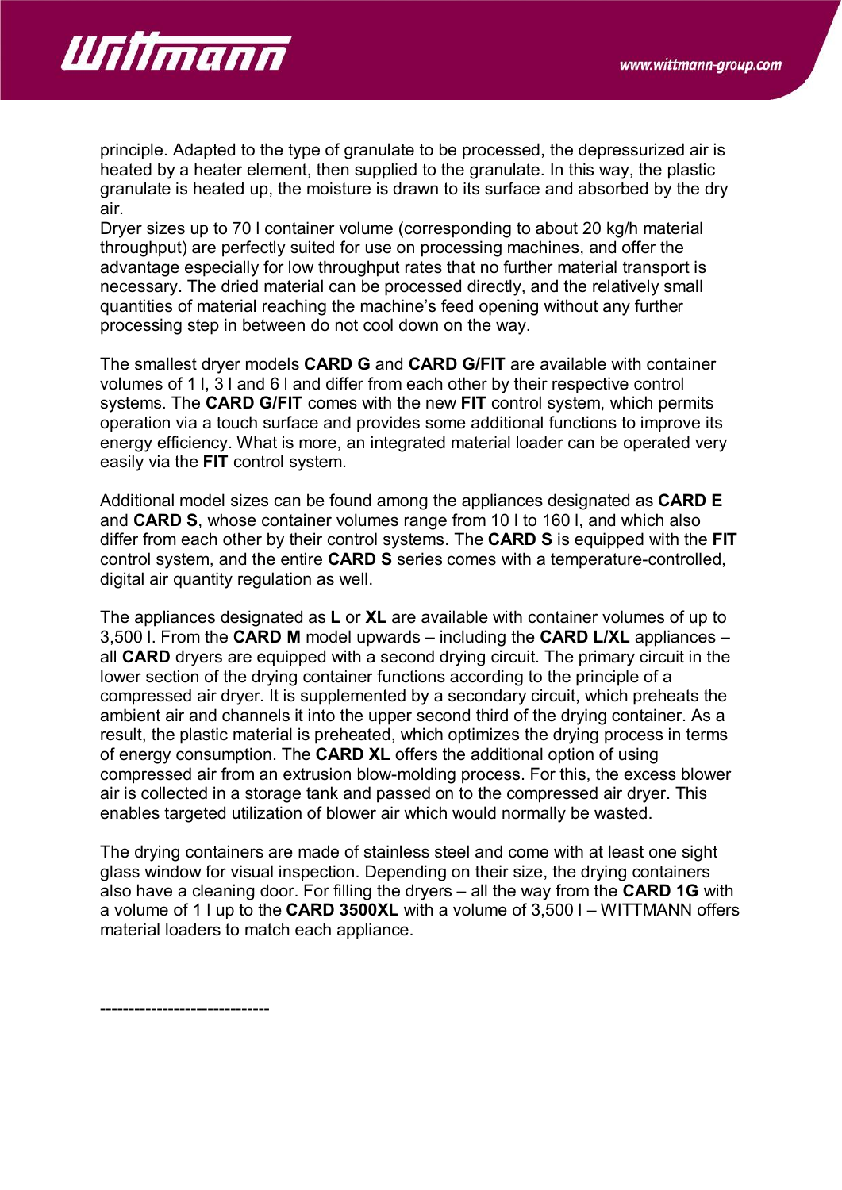principle. Adapted to the type of granulate to be processed, the depressurized air is heated by a heater element, then supplied to the granulate. In this way, the plastic granulate is heated up, the moisture is drawn to its surface and absorbed by the dry air.
Dryer sizes up to 70 l container volume (corresponding to about 20 kg/h material throughput) are perfectly suited for use on processing machines, and offer the advantage especially for low throughput rates that no further material transport is necessary. The dried material can be processed directly, and the relatively small quantities of material reaching the machine's feed opening without any further processing step in between do not cool down on the way.

The smallest dryer models **CARD G** and **CARD G/FIT** are available with container volumes of 1 l, 3 l and 6 l and differ from each other by their respective control systems. The **CARD G/FIT** comes with the new **FIT** control system, which permits operation via a touch surface and provides some additional functions to improve its energy efficiency. What is more, an integrated material loader can be operated very easily via the **FIT** control system.

Additional model sizes can be found among the appliances designated as **CARD E** and **CARD S**, whose container volumes range from 10 l to 160 l, and which also differ from each other by their control systems. The **CARD S** is equipped with the **FIT** control system, and the entire **CARD S** series comes with a temperature-controlled, digital air quantity regulation as well.

The appliances designated as **L** or **XL** are available with container volumes of up to 3,500 l. From the **CARD M** model upwards – including the **CARD L/XL** appliances – all **CARD** dryers are equipped with a second drying circuit. The primary circuit in the lower section of the drying container functions according to the principle of a compressed air dryer. It is supplemented by a secondary circuit, which preheats the ambient air and channels it into the upper second third of the drying container. As a result, the plastic material is preheated, which optimizes the drying process in terms of energy consumption. The **CARD XL** offers the additional option of using compressed air from an extrusion blow-molding process. For this, the excess blower air is collected in a storage tank and passed on to the compressed air dryer. This enables targeted utilization of blower air which would normally be wasted.

The drying containers are made of stainless steel and come with at least one sight glass window for visual inspection. Depending on their size, the drying containers also have a cleaning door. For filling the dryers – all the way from the **CARD 1G** with a volume of 1 l up to the **CARD 3500XL** with a volume of 3,500 l – WITTMANN offers material loaders to match each appliance.

-----------------------------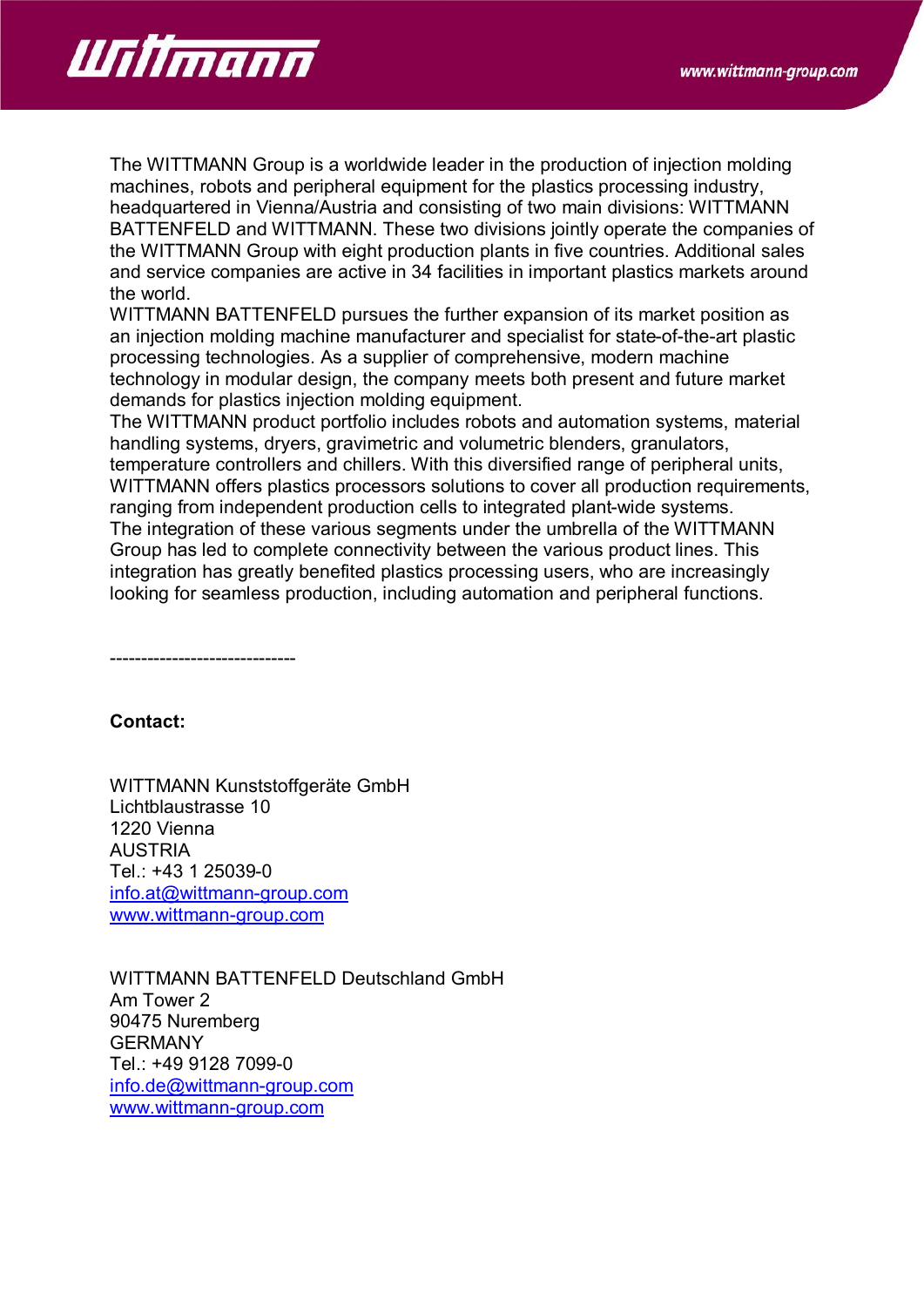The WITTMANN Group is a worldwide leader in the production of injection molding machines, robots and peripheral equipment for the plastics processing industry, headquartered in Vienna/Austria and consisting of two main divisions: WITTMANN BATTENFELD and WITTMANN. These two divisions jointly operate the companies of the WITTMANN Group with eight production plants in five countries. Additional sales and service companies are active in 34 facilities in important plastics markets around the world.
WITTMANN BATTENFELD pursues the further expansion of its market position as an injection molding machine manufacturer and specialist for state-of-the-art plastic processing technologies. As a supplier of comprehensive, modern machine technology in modular design, the company meets both present and future market demands for plastics injection molding equipment.
The WITTMANN product portfolio includes robots and automation systems, material handling systems, dryers, gravimetric and volumetric blenders, granulators, temperature controllers and chillers. With this diversified range of peripheral units, WITTMANN offers plastics processors solutions to cover all production requirements, ranging from independent production cells to integrated plant-wide systems.
The integration of these various segments under the umbrella of the WITTMANN Group has led to complete connectivity between the various product lines. This integration has greatly benefited plastics processing users, who are increasingly looking for seamless production, including automation and peripheral functions.

------------------------------

**Contact:**

WITTMANN Kunststoffgeräte GmbH
Lichtblaustrasse 10
1220 Vienna
AUSTRIA
Tel.: +43 1 25039-0
info.at@wittmann-group.com
www.wittmann-group.com

WITTMANN BATTENFELD Deutschland GmbH
Am Tower 2
90475 Nuremberg
GERMANY
Tel.: +49 9128 7099-0
info.de@wittmann-group.com
www.wittmann-group.com